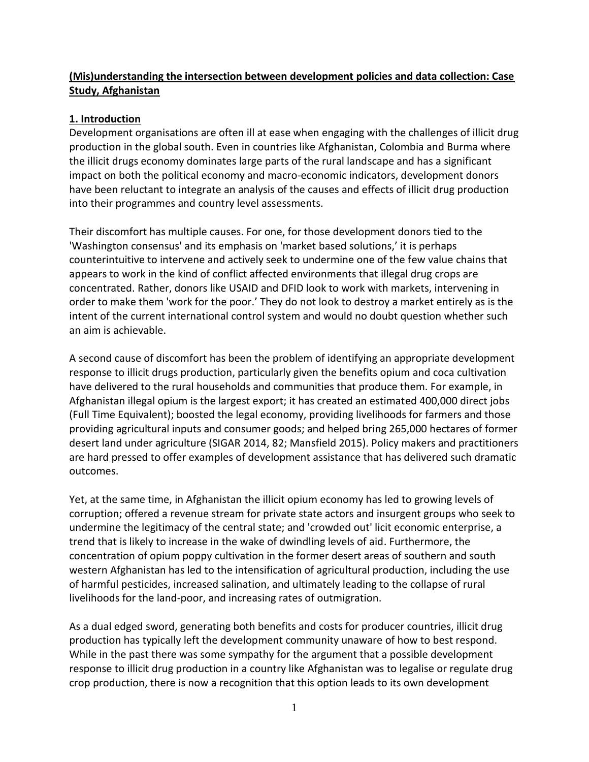# (Mis)understanding the intersection between development policies and data collection: Case Study, Afghanistan

## 1. Introduction

Development organisations are often ill at ease when engaging with the challenges of illicit drug production in the global south. Even in countries like Afghanistan, Colombia and Burma where the illicit drugs economy dominates large parts of the rural landscape and has a significant impact on both the political economy and macro-economic indicators, development donors have been reluctant to integrate an analysis of the causes and effects of illicit drug production into their programmes and country level assessments.

Their discomfort has multiple causes. For one, for those development donors tied to the 'Washington consensus' and its emphasis on 'market based solutions,' it is perhaps counterintuitive to intervene and actively seek to undermine one of the few value chains that appears to work in the kind of conflict affected environments that illegal drug crops are concentrated. Rather, donors like USAID and DFID look to work with markets, intervening in order to make them 'work for the poor.' They do not look to destroy a market entirely as is the intent of the current international control system and would no doubt question whether such an aim is achievable.

A second cause of discomfort has been the problem of identifying an appropriate development response to illicit drugs production, particularly given the benefits opium and coca cultivation have delivered to the rural households and communities that produce them. For example, in Afghanistan illegal opium is the largest export; it has created an estimated 400,000 direct jobs (Full Time Equivalent); boosted the legal economy, providing livelihoods for farmers and those providing agricultural inputs and consumer goods; and helped bring 265,000 hectares of former desert land under agriculture (SIGAR 2014, 82; Mansfield 2015). Policy makers and practitioners are hard pressed to offer examples of development assistance that has delivered such dramatic outcomes.

Yet, at the same time, in Afghanistan the illicit opium economy has led to growing levels of corruption; offered a revenue stream for private state actors and insurgent groups who seek to undermine the legitimacy of the central state; and 'crowded out' licit economic enterprise, a trend that is likely to increase in the wake of dwindling levels of aid. Furthermore, the concentration of opium poppy cultivation in the former desert areas of southern and south western Afghanistan has led to the intensification of agricultural production, including the use of harmful pesticides, increased salination, and ultimately leading to the collapse of rural livelihoods for the land-poor, and increasing rates of outmigration.

As a dual edged sword, generating both benefits and costs for producer countries, illicit drug production has typically left the development community unaware of how to best respond. While in the past there was some sympathy for the argument that a possible development response to illicit drug production in a country like Afghanistan was to legalise or regulate drug crop production, there is now a recognition that this option leads to its own development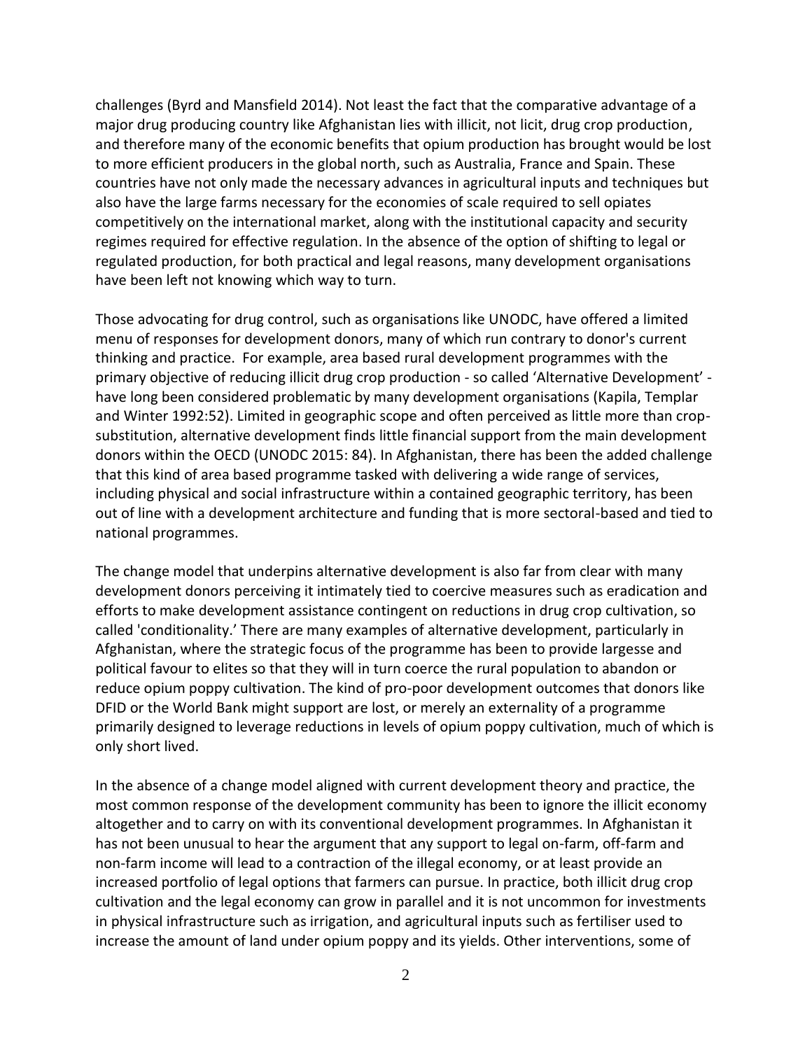challenges (Byrd and Mansfield 2014). Not least the fact that the comparative advantage of a major drug producing country like Afghanistan lies with illicit, not licit, drug crop production, and therefore many of the economic benefits that opium production has brought would be lost to more efficient producers in the global north, such as Australia, France and Spain. These countries have not only made the necessary advances in agricultural inputs and techniques but also have the large farms necessary for the economies of scale required to sell opiates competitively on the international market, along with the institutional capacity and security regimes required for effective regulation. In the absence of the option of shifting to legal or regulated production, for both practical and legal reasons, many development organisations have been left not knowing which way to turn.

Those advocating for drug control, such as organisations like UNODC, have offered a limited menu of responses for development donors, many of which run contrary to donor's current thinking and practice. For example, area based rural development programmes with the primary objective of reducing illicit drug crop production - so called 'Alternative Development' - have long been considered problematic by many development organisations (Kapila, Templar and Winter 1992:52). Limited in geographic scope and often perceived as little more than crop-substitution, alternative development finds little financial support from the main development donors within the OECD (UNODC 2015: 84). In Afghanistan, there has been the added challenge that this kind of area based programme tasked with delivering a wide range of services, including physical and social infrastructure within a contained geographic territory, has been out of line with a development architecture and funding that is more sectoral-based and tied to national programmes.

The change model that underpins alternative development is also far from clear with many development donors perceiving it intimately tied to coercive measures such as eradication and efforts to make development assistance contingent on reductions in drug crop cultivation, so called 'conditionality.' There are many examples of alternative development, particularly in Afghanistan, where the strategic focus of the programme has been to provide largesse and political favour to elites so that they will in turn coerce the rural population to abandon or reduce opium poppy cultivation. The kind of pro-poor development outcomes that donors like DFID or the World Bank might support are lost, or merely an externality of a programme primarily designed to leverage reductions in levels of opium poppy cultivation, much of which is only short lived.

In the absence of a change model aligned with current development theory and practice, the most common response of the development community has been to ignore the illicit economy altogether and to carry on with its conventional development programmes. In Afghanistan it has not been unusual to hear the argument that any support to legal on-farm, off-farm and non-farm income will lead to a contraction of the illegal economy, or at least provide an increased portfolio of legal options that farmers can pursue. In practice, both illicit drug crop cultivation and the legal economy can grow in parallel and it is not uncommon for investments in physical infrastructure such as irrigation, and agricultural inputs such as fertiliser used to increase the amount of land under opium poppy and its yields. Other interventions, some of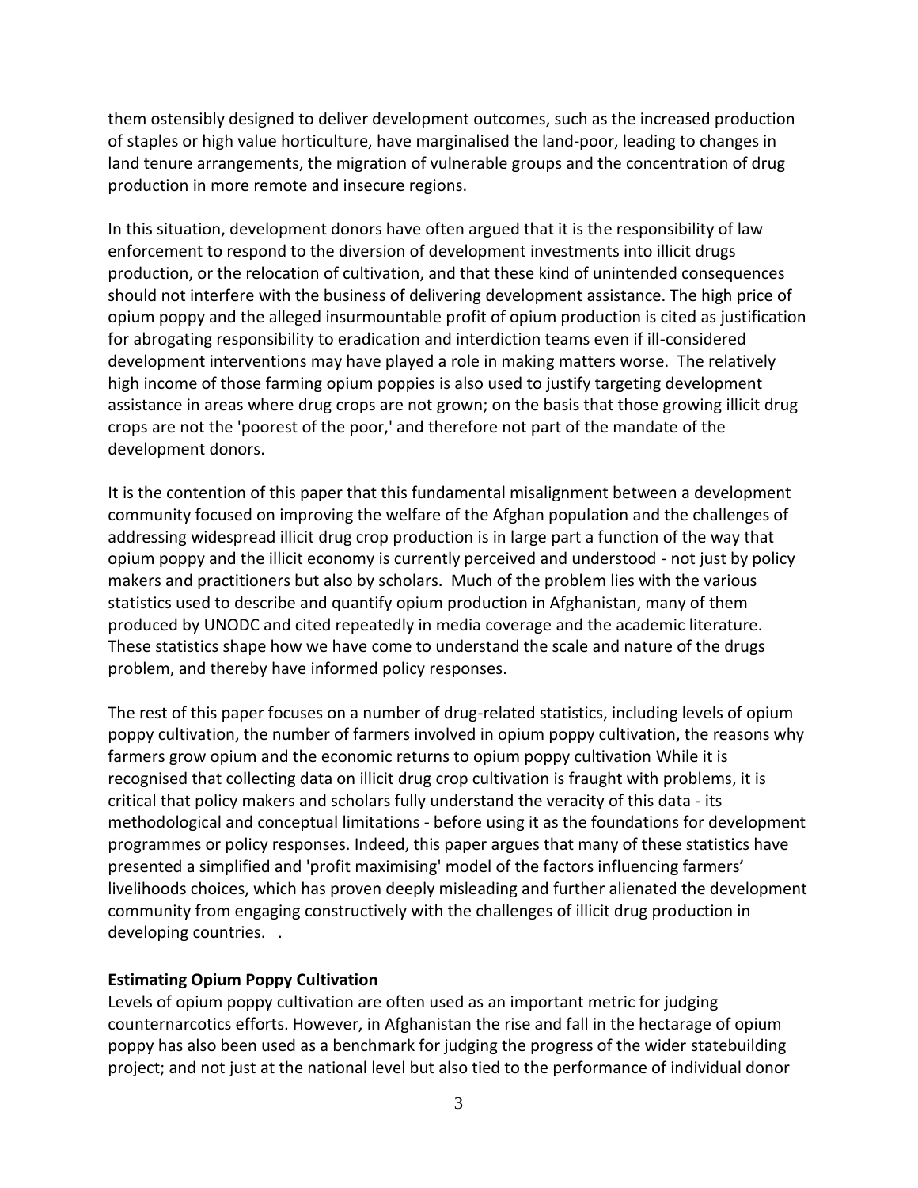them ostensibly designed to deliver development outcomes, such as the increased production of staples or high value horticulture, have marginalised the land-poor, leading to changes in land tenure arrangements, the migration of vulnerable groups and the concentration of drug production in more remote and insecure regions.

In this situation, development donors have often argued that it is the responsibility of law enforcement to respond to the diversion of development investments into illicit drugs production, or the relocation of cultivation, and that these kind of unintended consequences should not interfere with the business of delivering development assistance. The high price of opium poppy and the alleged insurmountable profit of opium production is cited as justification for abrogating responsibility to eradication and interdiction teams even if ill-considered development interventions may have played a role in making matters worse. The relatively high income of those farming opium poppies is also used to justify targeting development assistance in areas where drug crops are not grown; on the basis that those growing illicit drug crops are not the 'poorest of the poor,' and therefore not part of the mandate of the development donors.

It is the contention of this paper that this fundamental misalignment between a development community focused on improving the welfare of the Afghan population and the challenges of addressing widespread illicit drug crop production is in large part a function of the way that opium poppy and the illicit economy is currently perceived and understood - not just by policy makers and practitioners but also by scholars. Much of the problem lies with the various statistics used to describe and quantify opium production in Afghanistan, many of them produced by UNODC and cited repeatedly in media coverage and the academic literature. These statistics shape how we have come to understand the scale and nature of the drugs problem, and thereby have informed policy responses.

The rest of this paper focuses on a number of drug-related statistics, including levels of opium poppy cultivation, the number of farmers involved in opium poppy cultivation, the reasons why farmers grow opium and the economic returns to opium poppy cultivation While it is recognised that collecting data on illicit drug crop cultivation is fraught with problems, it is critical that policy makers and scholars fully understand the veracity of this data - its methodological and conceptual limitations - before using it as the foundations for development programmes or policy responses. Indeed, this paper argues that many of these statistics have presented a simplified and 'profit maximising' model of the factors influencing farmers' livelihoods choices, which has proven deeply misleading and further alienated the development community from engaging constructively with the challenges of illicit drug production in developing countries. .

**Estimating Opium Poppy Cultivation**

Levels of opium poppy cultivation are often used as an important metric for judging counternarcotics efforts. However, in Afghanistan the rise and fall in the hectarage of opium poppy has also been used as a benchmark for judging the progress of the wider statebuilding project; and not just at the national level but also tied to the performance of individual donor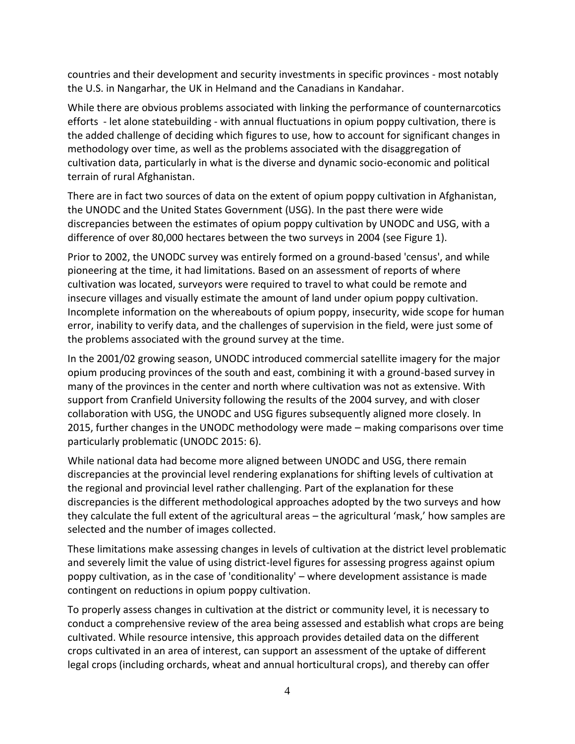countries and their development and security investments in specific provinces - most notably the U.S. in Nangarhar, the UK in Helmand and the Canadians in Kandahar.

While there are obvious problems associated with linking the performance of counternarcotics efforts - let alone statebuilding - with annual fluctuations in opium poppy cultivation, there is the added challenge of deciding which figures to use, how to account for significant changes in methodology over time, as well as the problems associated with the disaggregation of cultivation data, particularly in what is the diverse and dynamic socio-economic and political terrain of rural Afghanistan.

There are in fact two sources of data on the extent of opium poppy cultivation in Afghanistan, the UNODC and the United States Government (USG). In the past there were wide discrepancies between the estimates of opium poppy cultivation by UNODC and USG, with a difference of over 80,000 hectares between the two surveys in 2004 (see Figure 1).

Prior to 2002, the UNODC survey was entirely formed on a ground-based 'census', and while pioneering at the time, it had limitations. Based on an assessment of reports of where cultivation was located, surveyors were required to travel to what could be remote and insecure villages and visually estimate the amount of land under opium poppy cultivation. Incomplete information on the whereabouts of opium poppy, insecurity, wide scope for human error, inability to verify data, and the challenges of supervision in the field, were just some of the problems associated with the ground survey at the time.

In the 2001/02 growing season, UNODC introduced commercial satellite imagery for the major opium producing provinces of the south and east, combining it with a ground-based survey in many of the provinces in the center and north where cultivation was not as extensive. With support from Cranfield University following the results of the 2004 survey, and with closer collaboration with USG, the UNODC and USG figures subsequently aligned more closely. In 2015, further changes in the UNODC methodology were made – making comparisons over time particularly problematic (UNODC 2015: 6).

While national data had become more aligned between UNODC and USG, there remain discrepancies at the provincial level rendering explanations for shifting levels of cultivation at the regional and provincial level rather challenging. Part of the explanation for these discrepancies is the different methodological approaches adopted by the two surveys and how they calculate the full extent of the agricultural areas – the agricultural 'mask,' how samples are selected and the number of images collected.

These limitations make assessing changes in levels of cultivation at the district level problematic and severely limit the value of using district-level figures for assessing progress against opium poppy cultivation, as in the case of 'conditionality' – where development assistance is made contingent on reductions in opium poppy cultivation.

To properly assess changes in cultivation at the district or community level, it is necessary to conduct a comprehensive review of the area being assessed and establish what crops are being cultivated. While resource intensive, this approach provides detailed data on the different crops cultivated in an area of interest, can support an assessment of the uptake of different legal crops (including orchards, wheat and annual horticultural crops), and thereby can offer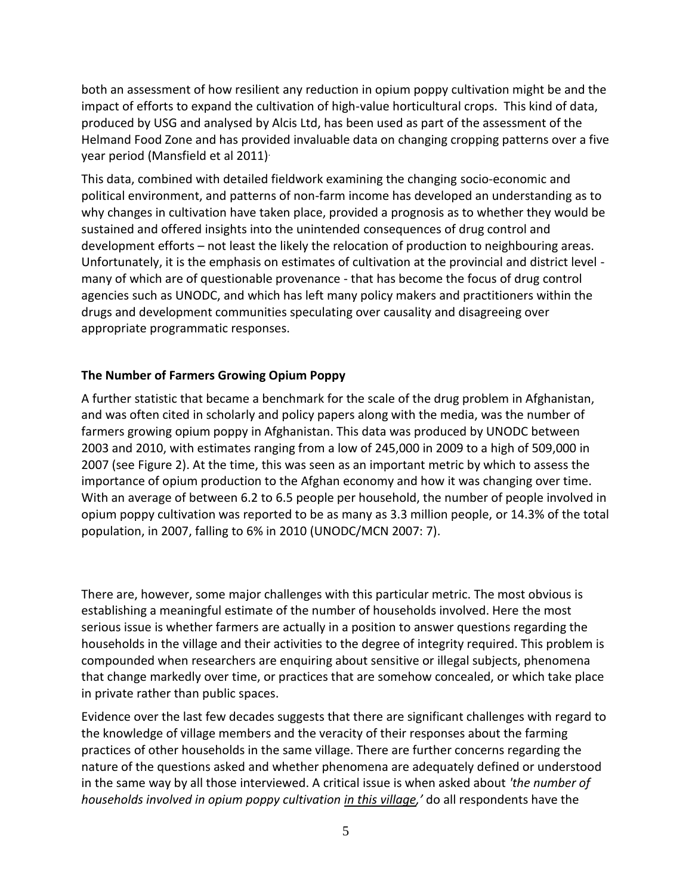both an assessment of how resilient any reduction in opium poppy cultivation might be and the impact of efforts to expand the cultivation of high-value horticultural crops. This kind of data, produced by USG and analysed by Alcis Ltd, has been used as part of the assessment of the Helmand Food Zone and has provided invaluable data on changing cropping patterns over a five year period (Mansfield et al 2011).

This data, combined with detailed fieldwork examining the changing socio-economic and political environment, and patterns of non-farm income has developed an understanding as to why changes in cultivation have taken place, provided a prognosis as to whether they would be sustained and offered insights into the unintended consequences of drug control and development efforts – not least the likely the relocation of production to neighbouring areas. Unfortunately, it is the emphasis on estimates of cultivation at the provincial and district level - many of which are of questionable provenance - that has become the focus of drug control agencies such as UNODC, and which has left many policy makers and practitioners within the drugs and development communities speculating over causality and disagreeing over appropriate programmatic responses.

**The Number of Farmers Growing Opium Poppy**

A further statistic that became a benchmark for the scale of the drug problem in Afghanistan, and was often cited in scholarly and policy papers along with the media, was the number of farmers growing opium poppy in Afghanistan. This data was produced by UNODC between 2003 and 2010, with estimates ranging from a low of 245,000 in 2009 to a high of 509,000 in 2007 (see Figure 2). At the time, this was seen as an important metric by which to assess the importance of opium production to the Afghan economy and how it was changing over time. With an average of between 6.2 to 6.5 people per household, the number of people involved in opium poppy cultivation was reported to be as many as 3.3 million people, or 14.3% of the total population, in 2007, falling to 6% in 2010 (UNODC/MCN 2007: 7).

There are, however, some major challenges with this particular metric. The most obvious is establishing a meaningful estimate of the number of households involved. Here the most serious issue is whether farmers are actually in a position to answer questions regarding the households in the village and their activities to the degree of integrity required. This problem is compounded when researchers are enquiring about sensitive or illegal subjects, phenomena that change markedly over time, or practices that are somehow concealed, or which take place in private rather than public spaces.

Evidence over the last few decades suggests that there are significant challenges with regard to the knowledge of village members and the veracity of their responses about the farming practices of other households in the same village. There are further concerns regarding the nature of the questions asked and whether phenomena are adequately defined or understood in the same way by all those interviewed. A critical issue is when asked about *'the number of households involved in opium poppy cultivation <u>in this village</u>,'* do all respondents have the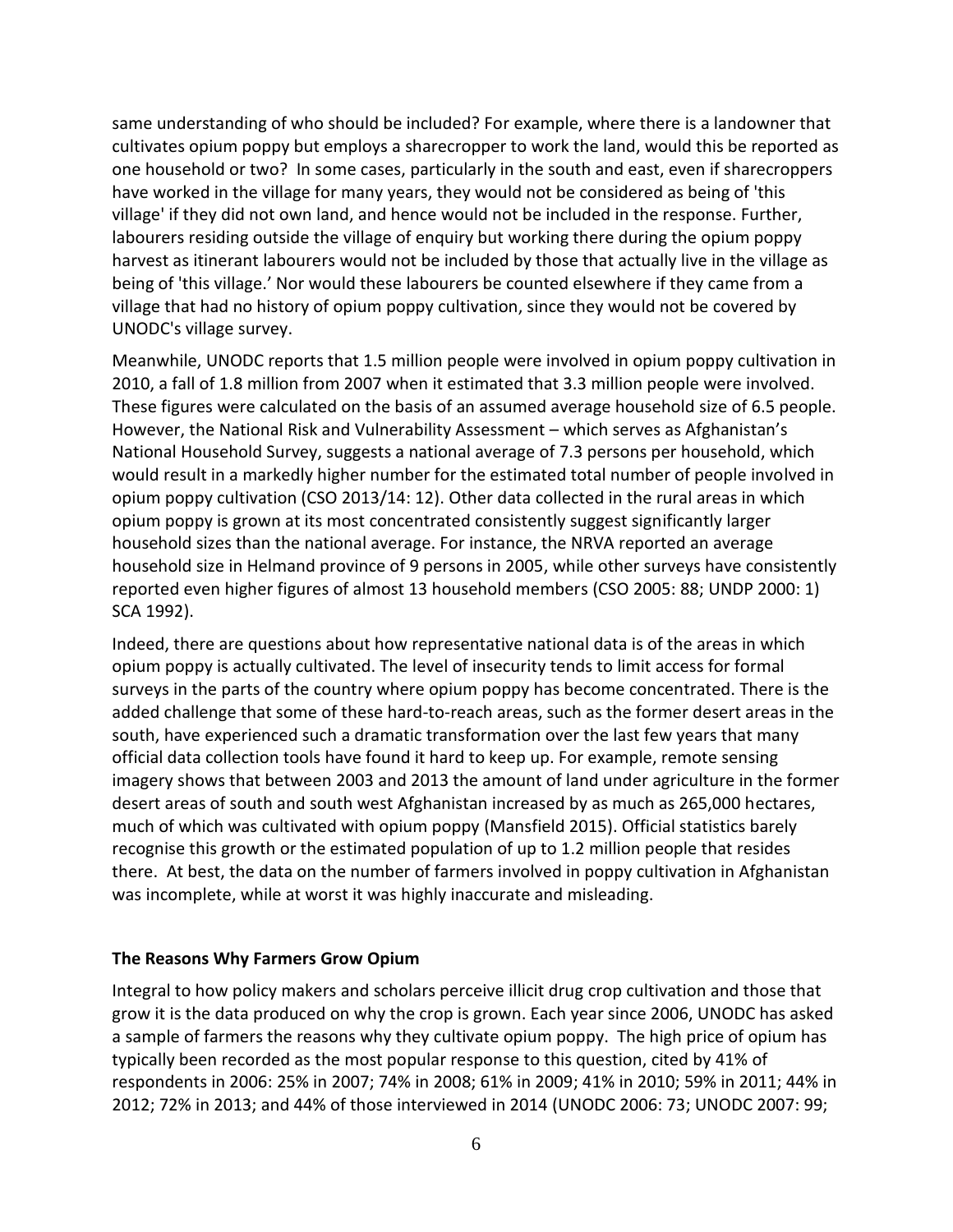same understanding of who should be included? For example, where there is a landowner that cultivates opium poppy but employs a sharecropper to work the land, would this be reported as one household or two? In some cases, particularly in the south and east, even if sharecroppers have worked in the village for many years, they would not be considered as being of 'this village' if they did not own land, and hence would not be included in the response. Further, labourers residing outside the village of enquiry but working there during the opium poppy harvest as itinerant labourers would not be included by those that actually live in the village as being of 'this village.' Nor would these labourers be counted elsewhere if they came from a village that had no history of opium poppy cultivation, since they would not be covered by UNODC's village survey.

Meanwhile, UNODC reports that 1.5 million people were involved in opium poppy cultivation in 2010, a fall of 1.8 million from 2007 when it estimated that 3.3 million people were involved. These figures were calculated on the basis of an assumed average household size of 6.5 people. However, the National Risk and Vulnerability Assessment – which serves as Afghanistan's National Household Survey, suggests a national average of 7.3 persons per household, which would result in a markedly higher number for the estimated total number of people involved in opium poppy cultivation (CSO 2013/14: 12). Other data collected in the rural areas in which opium poppy is grown at its most concentrated consistently suggest significantly larger household sizes than the national average. For instance, the NRVA reported an average household size in Helmand province of 9 persons in 2005, while other surveys have consistently reported even higher figures of almost 13 household members (CSO 2005: 88; UNDP 2000: 1) SCA 1992).

Indeed, there are questions about how representative national data is of the areas in which opium poppy is actually cultivated. The level of insecurity tends to limit access for formal surveys in the parts of the country where opium poppy has become concentrated. There is the added challenge that some of these hard-to-reach areas, such as the former desert areas in the south, have experienced such a dramatic transformation over the last few years that many official data collection tools have found it hard to keep up. For example, remote sensing imagery shows that between 2003 and 2013 the amount of land under agriculture in the former desert areas of south and south west Afghanistan increased by as much as 265,000 hectares, much of which was cultivated with opium poppy (Mansfield 2015). Official statistics barely recognise this growth or the estimated population of up to 1.2 million people that resides there. At best, the data on the number of farmers involved in poppy cultivation in Afghanistan was incomplete, while at worst it was highly inaccurate and misleading.

**The Reasons Why Farmers Grow Opium**

Integral to how policy makers and scholars perceive illicit drug crop cultivation and those that grow it is the data produced on why the crop is grown. Each year since 2006, UNODC has asked a sample of farmers the reasons why they cultivate opium poppy. The high price of opium has typically been recorded as the most popular response to this question, cited by 41% of respondents in 2006: 25% in 2007; 74% in 2008; 61% in 2009; 41% in 2010; 59% in 2011; 44% in 2012; 72% in 2013; and 44% of those interviewed in 2014 (UNODC 2006: 73; UNODC 2007: 99;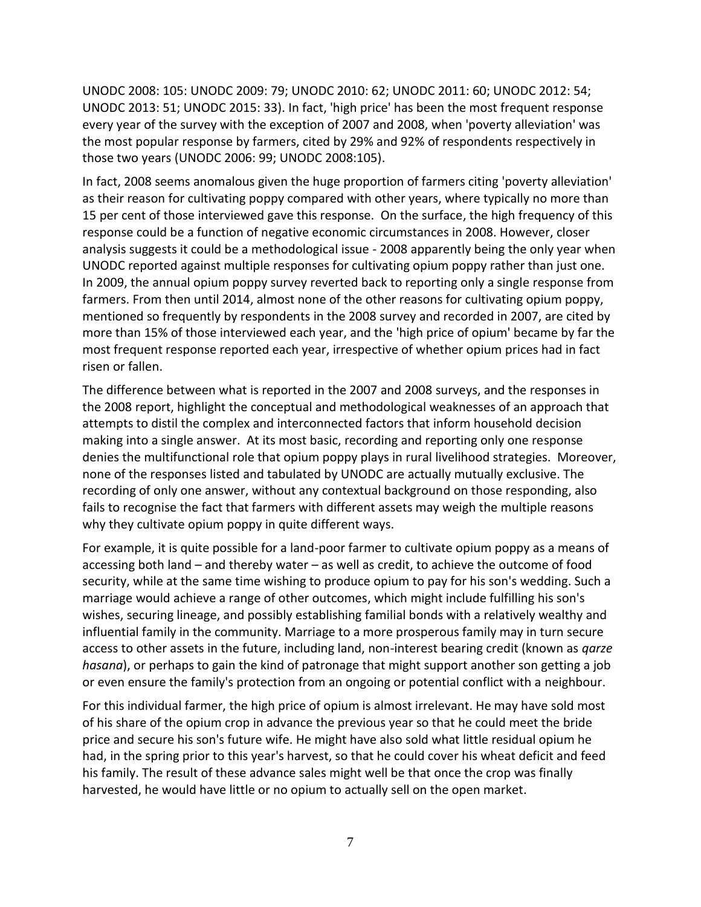UNODC 2008: 105: UNODC 2009: 79; UNODC 2010: 62; UNODC 2011: 60; UNODC 2012: 54; UNODC 2013: 51; UNODC 2015: 33). In fact, 'high price' has been the most frequent response every year of the survey with the exception of 2007 and 2008, when 'poverty alleviation' was the most popular response by farmers, cited by 29% and 92% of respondents respectively in those two years (UNODC 2006: 99; UNODC 2008:105).

In fact, 2008 seems anomalous given the huge proportion of farmers citing 'poverty alleviation' as their reason for cultivating poppy compared with other years, where typically no more than 15 per cent of those interviewed gave this response. On the surface, the high frequency of this response could be a function of negative economic circumstances in 2008. However, closer analysis suggests it could be a methodological issue - 2008 apparently being the only year when UNODC reported against multiple responses for cultivating opium poppy rather than just one. In 2009, the annual opium poppy survey reverted back to reporting only a single response from farmers. From then until 2014, almost none of the other reasons for cultivating opium poppy, mentioned so frequently by respondents in the 2008 survey and recorded in 2007, are cited by more than 15% of those interviewed each year, and the 'high price of opium' became by far the most frequent response reported each year, irrespective of whether opium prices had in fact risen or fallen.

The difference between what is reported in the 2007 and 2008 surveys, and the responses in the 2008 report, highlight the conceptual and methodological weaknesses of an approach that attempts to distil the complex and interconnected factors that inform household decision making into a single answer. At its most basic, recording and reporting only one response denies the multifunctional role that opium poppy plays in rural livelihood strategies. Moreover, none of the responses listed and tabulated by UNODC are actually mutually exclusive. The recording of only one answer, without any contextual background on those responding, also fails to recognise the fact that farmers with different assets may weigh the multiple reasons why they cultivate opium poppy in quite different ways.

For example, it is quite possible for a land-poor farmer to cultivate opium poppy as a means of accessing both land – and thereby water – as well as credit, to achieve the outcome of food security, while at the same time wishing to produce opium to pay for his son's wedding. Such a marriage would achieve a range of other outcomes, which might include fulfilling his son's wishes, securing lineage, and possibly establishing familial bonds with a relatively wealthy and influential family in the community. Marriage to a more prosperous family may in turn secure access to other assets in the future, including land, non-interest bearing credit (known as *qarze hasana*), or perhaps to gain the kind of patronage that might support another son getting a job or even ensure the family's protection from an ongoing or potential conflict with a neighbour.

For this individual farmer, the high price of opium is almost irrelevant. He may have sold most of his share of the opium crop in advance the previous year so that he could meet the bride price and secure his son's future wife. He might have also sold what little residual opium he had, in the spring prior to this year's harvest, so that he could cover his wheat deficit and feed his family. The result of these advance sales might well be that once the crop was finally harvested, he would have little or no opium to actually sell on the open market.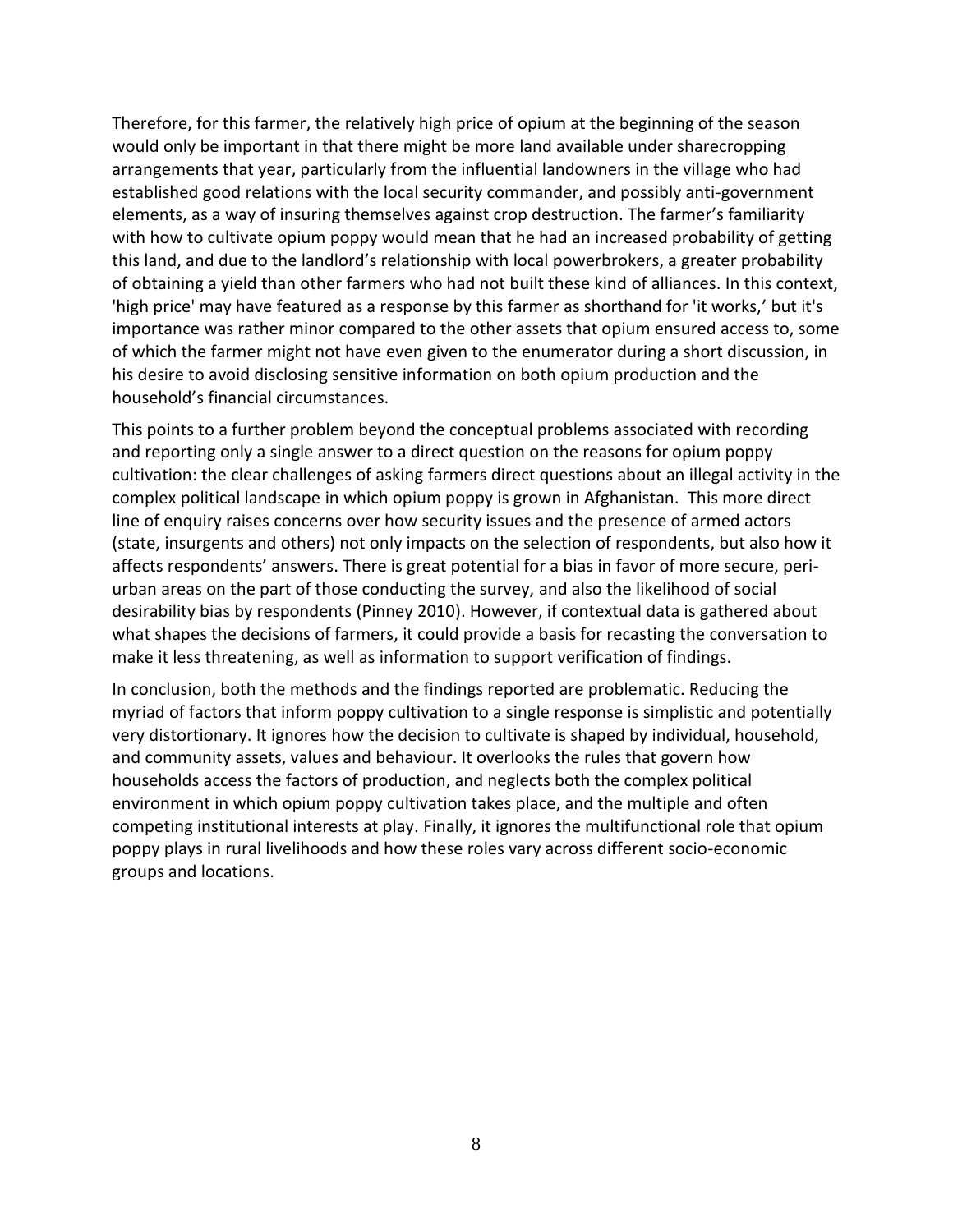Therefore, for this farmer, the relatively high price of opium at the beginning of the season would only be important in that there might be more land available under sharecropping arrangements that year, particularly from the influential landowners in the village who had established good relations with the local security commander, and possibly anti-government elements, as a way of insuring themselves against crop destruction. The farmer's familiarity with how to cultivate opium poppy would mean that he had an increased probability of getting this land, and due to the landlord's relationship with local powerbrokers, a greater probability of obtaining a yield than other farmers who had not built these kind of alliances. In this context, 'high price' may have featured as a response by this farmer as shorthand for 'it works,' but it's importance was rather minor compared to the other assets that opium ensured access to, some of which the farmer might not have even given to the enumerator during a short discussion, in his desire to avoid disclosing sensitive information on both opium production and the household's financial circumstances.

This points to a further problem beyond the conceptual problems associated with recording and reporting only a single answer to a direct question on the reasons for opium poppy cultivation: the clear challenges of asking farmers direct questions about an illegal activity in the complex political landscape in which opium poppy is grown in Afghanistan. This more direct line of enquiry raises concerns over how security issues and the presence of armed actors (state, insurgents and others) not only impacts on the selection of respondents, but also how it affects respondents' answers. There is great potential for a bias in favor of more secure, peri-urban areas on the part of those conducting the survey, and also the likelihood of social desirability bias by respondents (Pinney 2010). However, if contextual data is gathered about what shapes the decisions of farmers, it could provide a basis for recasting the conversation to make it less threatening, as well as information to support verification of findings.

In conclusion, both the methods and the findings reported are problematic. Reducing the myriad of factors that inform poppy cultivation to a single response is simplistic and potentially very distortionary. It ignores how the decision to cultivate is shaped by individual, household, and community assets, values and behaviour. It overlooks the rules that govern how households access the factors of production, and neglects both the complex political environment in which opium poppy cultivation takes place, and the multiple and often competing institutional interests at play. Finally, it ignores the multifunctional role that opium poppy plays in rural livelihoods and how these roles vary across different socio-economic groups and locations.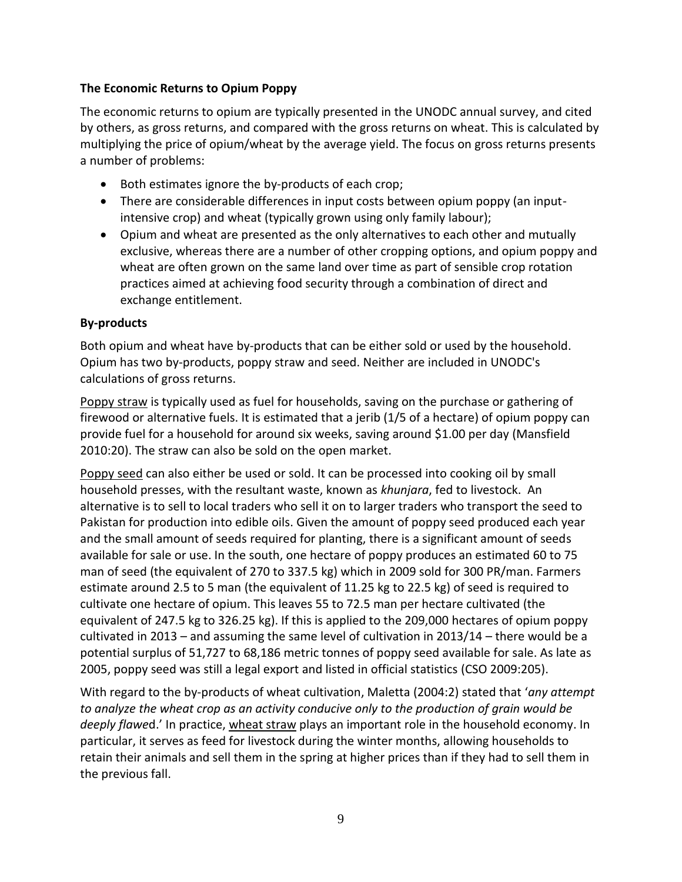**The Economic Returns to Opium Poppy**

The economic returns to opium are typically presented in the UNODC annual survey, and cited by others, as gross returns, and compared with the gross returns on wheat. This is calculated by multiplying the price of opium/wheat by the average yield. The focus on gross returns presents a number of problems:

- Both estimates ignore the by-products of each crop;
- There are considerable differences in input costs between opium poppy (an input-intensive crop) and wheat (typically grown using only family labour);
- Opium and wheat are presented as the only alternatives to each other and mutually exclusive, whereas there are a number of other cropping options, and opium poppy and wheat are often grown on the same land over time as part of sensible crop rotation practices aimed at achieving food security through a combination of direct and exchange entitlement.

**By-products**

Both opium and wheat have by-products that can be either sold or used by the household. Opium has two by-products, poppy straw and seed. Neither are included in UNODC's calculations of gross returns.

Poppy straw is typically used as fuel for households, saving on the purchase or gathering of firewood or alternative fuels. It is estimated that a jerib (1/5 of a hectare) of opium poppy can provide fuel for a household for around six weeks, saving around $1.00 per day (Mansfield 2010:20). The straw can also be sold on the open market.

Poppy seed can also either be used or sold. It can be processed into cooking oil by small household presses, with the resultant waste, known as *khunjara*, fed to livestock. An alternative is to sell to local traders who sell it on to larger traders who transport the seed to Pakistan for production into edible oils. Given the amount of poppy seed produced each year and the small amount of seeds required for planting, there is a significant amount of seeds available for sale or use. In the south, one hectare of poppy produces an estimated 60 to 75 man of seed (the equivalent of 270 to 337.5 kg) which in 2009 sold for 300 PR/man. Farmers estimate around 2.5 to 5 man (the equivalent of 11.25 kg to 22.5 kg) of seed is required to cultivate one hectare of opium. This leaves 55 to 72.5 man per hectare cultivated (the equivalent of 247.5 kg to 326.25 kg). If this is applied to the 209,000 hectares of opium poppy cultivated in 2013 – and assuming the same level of cultivation in 2013/14 – there would be a potential surplus of 51,727 to 68,186 metric tonnes of poppy seed available for sale. As late as 2005, poppy seed was still a legal export and listed in official statistics (CSO 2009:205).

With regard to the by-products of wheat cultivation, Maletta (2004:2) stated that '*any attempt to analyze the wheat crop as an activity conducive only to the production of grain would be deeply flawed*.' In practice, wheat straw plays an important role in the household economy. In particular, it serves as feed for livestock during the winter months, allowing households to retain their animals and sell them in the spring at higher prices than if they had to sell them in the previous fall.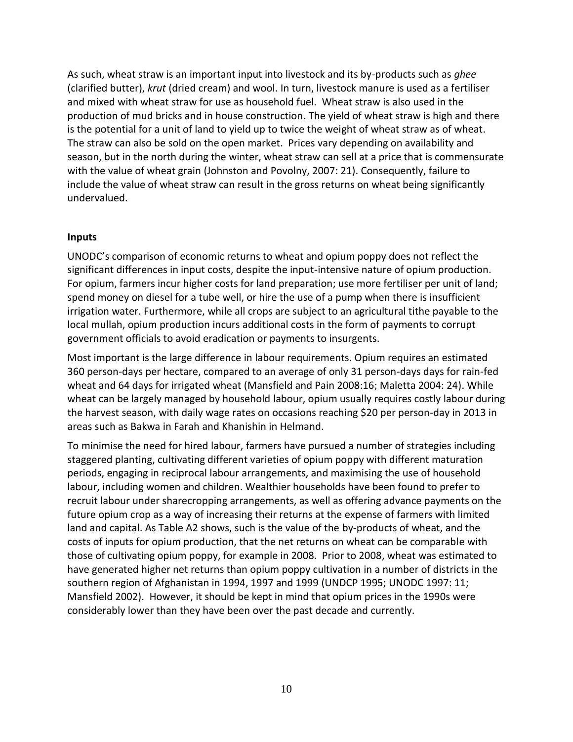As such, wheat straw is an important input into livestock and its by-products such as *ghee* (clarified butter), *krut* (dried cream) and wool. In turn, livestock manure is used as a fertiliser and mixed with wheat straw for use as household fuel. Wheat straw is also used in the production of mud bricks and in house construction. The yield of wheat straw is high and there is the potential for a unit of land to yield up to twice the weight of wheat straw as of wheat. The straw can also be sold on the open market. Prices vary depending on availability and season, but in the north during the winter, wheat straw can sell at a price that is commensurate with the value of wheat grain (Johnston and Povolny, 2007: 21). Consequently, failure to include the value of wheat straw can result in the gross returns on wheat being significantly undervalued.

**Inputs**

UNODC's comparison of economic returns to wheat and opium poppy does not reflect the significant differences in input costs, despite the input-intensive nature of opium production. For opium, farmers incur higher costs for land preparation; use more fertiliser per unit of land; spend money on diesel for a tube well, or hire the use of a pump when there is insufficient irrigation water. Furthermore, while all crops are subject to an agricultural tithe payable to the local mullah, opium production incurs additional costs in the form of payments to corrupt government officials to avoid eradication or payments to insurgents.

Most important is the large difference in labour requirements. Opium requires an estimated 360 person-days per hectare, compared to an average of only 31 person-days days for rain-fed wheat and 64 days for irrigated wheat (Mansfield and Pain 2008:16; Maletta 2004: 24). While wheat can be largely managed by household labour, opium usually requires costly labour during the harvest season, with daily wage rates on occasions reaching $20 per person-day in 2013 in areas such as Bakwa in Farah and Khanishin in Helmand.

To minimise the need for hired labour, farmers have pursued a number of strategies including staggered planting, cultivating different varieties of opium poppy with different maturation periods, engaging in reciprocal labour arrangements, and maximising the use of household labour, including women and children. Wealthier households have been found to prefer to recruit labour under sharecropping arrangements, as well as offering advance payments on the future opium crop as a way of increasing their returns at the expense of farmers with limited land and capital. As Table A2 shows, such is the value of the by-products of wheat, and the costs of inputs for opium production, that the net returns on wheat can be comparable with those of cultivating opium poppy, for example in 2008. Prior to 2008, wheat was estimated to have generated higher net returns than opium poppy cultivation in a number of districts in the southern region of Afghanistan in 1994, 1997 and 1999 (UNDCP 1995; UNODC 1997: 11; Mansfield 2002). However, it should be kept in mind that opium prices in the 1990s were considerably lower than they have been over the past decade and currently.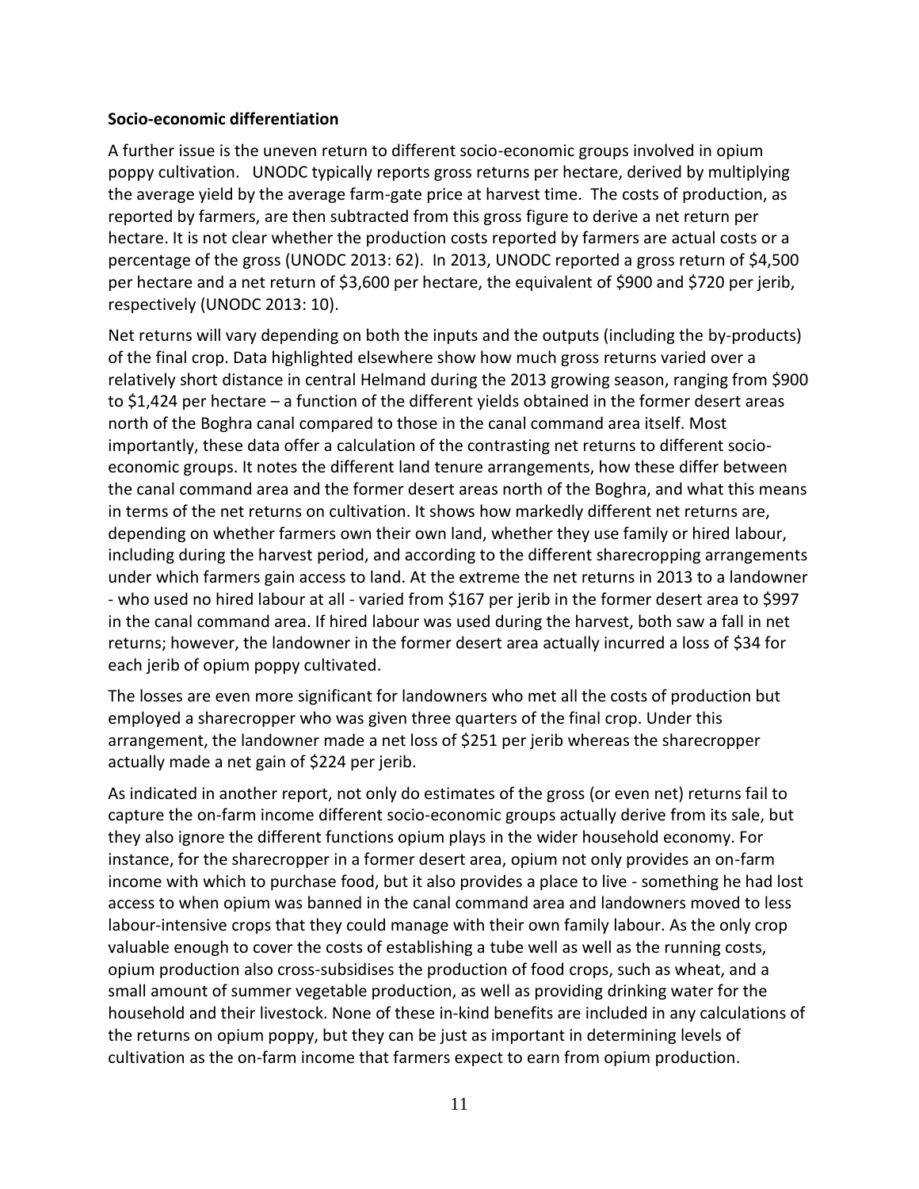**Socio-economic differentiation**

A further issue is the uneven return to different socio-economic groups involved in opium poppy cultivation. UNODC typically reports gross returns per hectare, derived by multiplying the average yield by the average farm-gate price at harvest time. The costs of production, as reported by farmers, are then subtracted from this gross figure to derive a net return per hectare. It is not clear whether the production costs reported by farmers are actual costs or a percentage of the gross (UNODC 2013: 62). In 2013, UNODC reported a gross return of $4,500 per hectare and a net return of $3,600 per hectare, the equivalent of $900 and $720 per jerib, respectively (UNODC 2013: 10).

Net returns will vary depending on both the inputs and the outputs (including the by-products) of the final crop. Data highlighted elsewhere show how much gross returns varied over a relatively short distance in central Helmand during the 2013 growing season, ranging from $900 to $1,424 per hectare – a function of the different yields obtained in the former desert areas north of the Boghra canal compared to those in the canal command area itself. Most importantly, these data offer a calculation of the contrasting net returns to different socio-economic groups. It notes the different land tenure arrangements, how these differ between the canal command area and the former desert areas north of the Boghra, and what this means in terms of the net returns on cultivation. It shows how markedly different net returns are, depending on whether farmers own their own land, whether they use family or hired labour, including during the harvest period, and according to the different sharecropping arrangements under which farmers gain access to land. At the extreme the net returns in 2013 to a landowner - who used no hired labour at all - varied from $167 per jerib in the former desert area to $997 in the canal command area. If hired labour was used during the harvest, both saw a fall in net returns; however, the landowner in the former desert area actually incurred a loss of $34 for each jerib of opium poppy cultivated.

The losses are even more significant for landowners who met all the costs of production but employed a sharecropper who was given three quarters of the final crop. Under this arrangement, the landowner made a net loss of $251 per jerib whereas the sharecropper actually made a net gain of $224 per jerib.

As indicated in another report, not only do estimates of the gross (or even net) returns fail to capture the on-farm income different socio-economic groups actually derive from its sale, but they also ignore the different functions opium plays in the wider household economy. For instance, for the sharecropper in a former desert area, opium not only provides an on-farm income with which to purchase food, but it also provides a place to live - something he had lost access to when opium was banned in the canal command area and landowners moved to less labour-intensive crops that they could manage with their own family labour. As the only crop valuable enough to cover the costs of establishing a tube well as well as the running costs, opium production also cross-subsidises the production of food crops, such as wheat, and a small amount of summer vegetable production, as well as providing drinking water for the household and their livestock. None of these in-kind benefits are included in any calculations of the returns on opium poppy, but they can be just as important in determining levels of cultivation as the on-farm income that farmers expect to earn from opium production.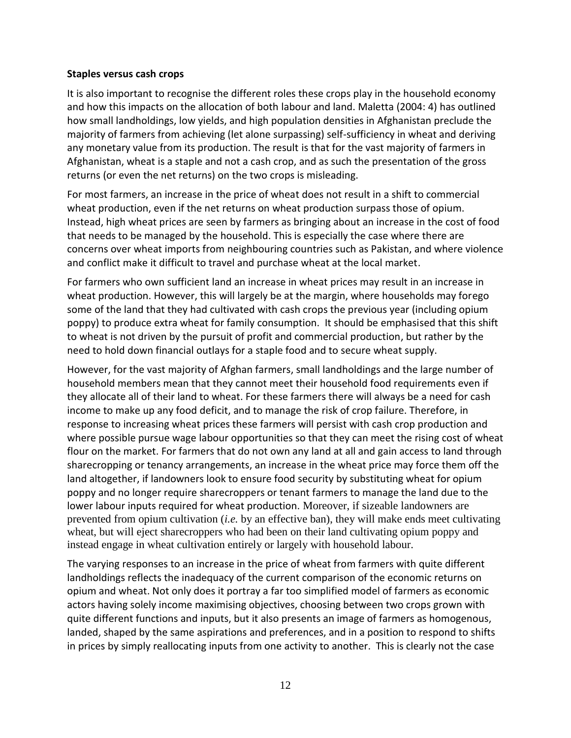**Staples versus cash crops**

It is also important to recognise the different roles these crops play in the household economy and how this impacts on the allocation of both labour and land. Maletta (2004: 4) has outlined how small landholdings, low yields, and high population densities in Afghanistan preclude the majority of farmers from achieving (let alone surpassing) self-sufficiency in wheat and deriving any monetary value from its production. The result is that for the vast majority of farmers in Afghanistan, wheat is a staple and not a cash crop, and as such the presentation of the gross returns (or even the net returns) on the two crops is misleading.

For most farmers, an increase in the price of wheat does not result in a shift to commercial wheat production, even if the net returns on wheat production surpass those of opium. Instead, high wheat prices are seen by farmers as bringing about an increase in the cost of food that needs to be managed by the household. This is especially the case where there are concerns over wheat imports from neighbouring countries such as Pakistan, and where violence and conflict make it difficult to travel and purchase wheat at the local market.

For farmers who own sufficient land an increase in wheat prices may result in an increase in wheat production. However, this will largely be at the margin, where households may forego some of the land that they had cultivated with cash crops the previous year (including opium poppy) to produce extra wheat for family consumption. It should be emphasised that this shift to wheat is not driven by the pursuit of profit and commercial production, but rather by the need to hold down financial outlays for a staple food and to secure wheat supply.

However, for the vast majority of Afghan farmers, small landholdings and the large number of household members mean that they cannot meet their household food requirements even if they allocate all of their land to wheat. For these farmers there will always be a need for cash income to make up any food deficit, and to manage the risk of crop failure. Therefore, in response to increasing wheat prices these farmers will persist with cash crop production and where possible pursue wage labour opportunities so that they can meet the rising cost of wheat flour on the market. For farmers that do not own any land at all and gain access to land through sharecropping or tenancy arrangements, an increase in the wheat price may force them off the land altogether, if landowners look to ensure food security by substituting wheat for opium poppy and no longer require sharecroppers or tenant farmers to manage the land due to the lower labour inputs required for wheat production. Moreover, if sizeable landowners are prevented from opium cultivation (*i.e.* by an effective ban), they will make ends meet cultivating wheat, but will eject sharecroppers who had been on their land cultivating opium poppy and instead engage in wheat cultivation entirely or largely with household labour.

The varying responses to an increase in the price of wheat from farmers with quite different landholdings reflects the inadequacy of the current comparison of the economic returns on opium and wheat. Not only does it portray a far too simplified model of farmers as economic actors having solely income maximising objectives, choosing between two crops grown with quite different functions and inputs, but it also presents an image of farmers as homogenous, landed, shaped by the same aspirations and preferences, and in a position to respond to shifts in prices by simply reallocating inputs from one activity to another. This is clearly not the case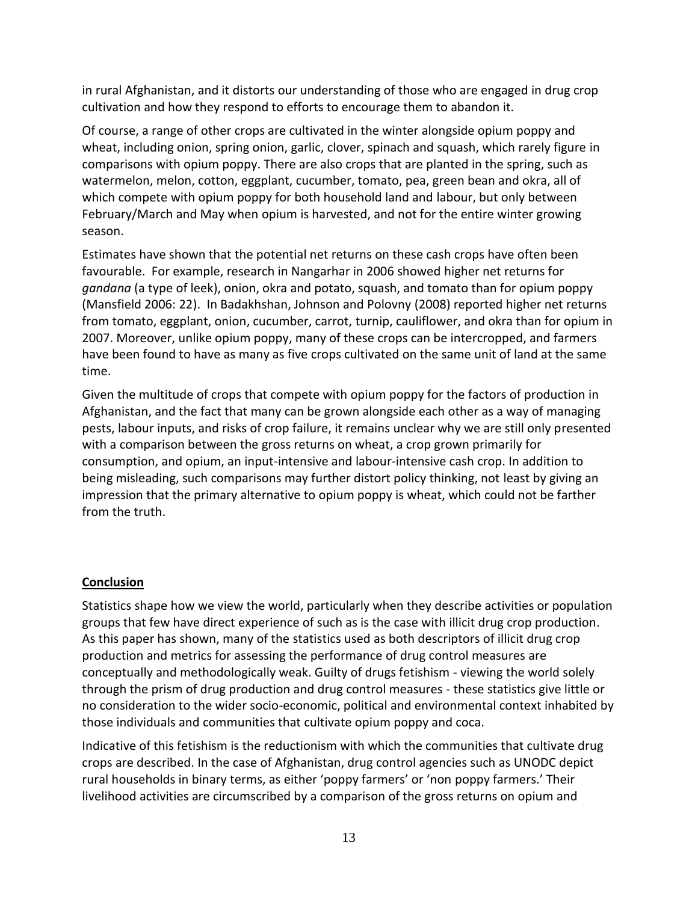in rural Afghanistan, and it distorts our understanding of those who are engaged in drug crop cultivation and how they respond to efforts to encourage them to abandon it.

Of course, a range of other crops are cultivated in the winter alongside opium poppy and wheat, including onion, spring onion, garlic, clover, spinach and squash, which rarely figure in comparisons with opium poppy. There are also crops that are planted in the spring, such as watermelon, melon, cotton, eggplant, cucumber, tomato, pea, green bean and okra, all of which compete with opium poppy for both household land and labour, but only between February/March and May when opium is harvested, and not for the entire winter growing season.

Estimates have shown that the potential net returns on these cash crops have often been favourable. For example, research in Nangarhar in 2006 showed higher net returns for *gandana* (a type of leek), onion, okra and potato, squash, and tomato than for opium poppy (Mansfield 2006: 22). In Badakhshan, Johnson and Polovny (2008) reported higher net returns from tomato, eggplant, onion, cucumber, carrot, turnip, cauliflower, and okra than for opium in 2007. Moreover, unlike opium poppy, many of these crops can be intercropped, and farmers have been found to have as many as five crops cultivated on the same unit of land at the same time.

Given the multitude of crops that compete with opium poppy for the factors of production in Afghanistan, and the fact that many can be grown alongside each other as a way of managing pests, labour inputs, and risks of crop failure, it remains unclear why we are still only presented with a comparison between the gross returns on wheat, a crop grown primarily for consumption, and opium, an input-intensive and labour-intensive cash crop. In addition to being misleading, such comparisons may further distort policy thinking, not least by giving an impression that the primary alternative to opium poppy is wheat, which could not be farther from the truth.

## Conclusion

Statistics shape how we view the world, particularly when they describe activities or population groups that few have direct experience of such as is the case with illicit drug crop production. As this paper has shown, many of the statistics used as both descriptors of illicit drug crop production and metrics for assessing the performance of drug control measures are conceptually and methodologically weak. Guilty of drugs fetishism - viewing the world solely through the prism of drug production and drug control measures - these statistics give little or no consideration to the wider socio-economic, political and environmental context inhabited by those individuals and communities that cultivate opium poppy and coca.

Indicative of this fetishism is the reductionism with which the communities that cultivate drug crops are described. In the case of Afghanistan, drug control agencies such as UNODC depict rural households in binary terms, as either 'poppy farmers' or 'non poppy farmers.' Their livelihood activities are circumscribed by a comparison of the gross returns on opium and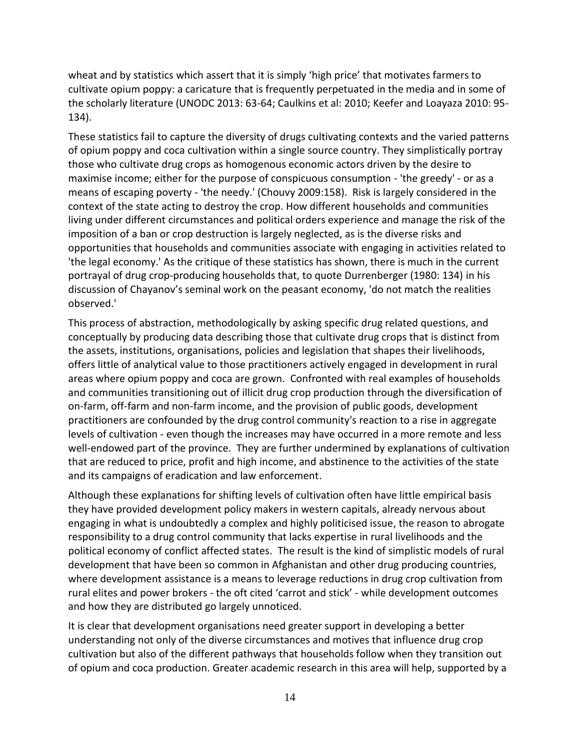wheat and by statistics which assert that it is simply 'high price' that motivates farmers to cultivate opium poppy: a caricature that is frequently perpetuated in the media and in some of the scholarly literature (UNODC 2013: 63-64; Caulkins et al: 2010; Keefer and Loayaza 2010: 95-134).

These statistics fail to capture the diversity of drugs cultivating contexts and the varied patterns of opium poppy and coca cultivation within a single source country. They simplistically portray those who cultivate drug crops as homogenous economic actors driven by the desire to maximise income; either for the purpose of conspicuous consumption - 'the greedy' - or as a means of escaping poverty - 'the needy.' (Chouvy 2009:158). Risk is largely considered in the context of the state acting to destroy the crop. How different households and communities living under different circumstances and political orders experience and manage the risk of the imposition of a ban or crop destruction is largely neglected, as is the diverse risks and opportunities that households and communities associate with engaging in activities related to 'the legal economy.' As the critique of these statistics has shown, there is much in the current portrayal of drug crop-producing households that, to quote Durrenberger (1980: 134) in his discussion of Chayanov's seminal work on the peasant economy, 'do not match the realities observed.'

This process of abstraction, methodologically by asking specific drug related questions, and conceptually by producing data describing those that cultivate drug crops that is distinct from the assets, institutions, organisations, policies and legislation that shapes their livelihoods, offers little of analytical value to those practitioners actively engaged in development in rural areas where opium poppy and coca are grown. Confronted with real examples of households and communities transitioning out of illicit drug crop production through the diversification of on-farm, off-farm and non-farm income, and the provision of public goods, development practitioners are confounded by the drug control community's reaction to a rise in aggregate levels of cultivation - even though the increases may have occurred in a more remote and less well-endowed part of the province. They are further undermined by explanations of cultivation that are reduced to price, profit and high income, and abstinence to the activities of the state and its campaigns of eradication and law enforcement.

Although these explanations for shifting levels of cultivation often have little empirical basis they have provided development policy makers in western capitals, already nervous about engaging in what is undoubtedly a complex and highly politicised issue, the reason to abrogate responsibility to a drug control community that lacks expertise in rural livelihoods and the political economy of conflict affected states. The result is the kind of simplistic models of rural development that have been so common in Afghanistan and other drug producing countries, where development assistance is a means to leverage reductions in drug crop cultivation from rural elites and power brokers - the oft cited 'carrot and stick' - while development outcomes and how they are distributed go largely unnoticed.

It is clear that development organisations need greater support in developing a better understanding not only of the diverse circumstances and motives that influence drug crop cultivation but also of the different pathways that households follow when they transition out of opium and coca production. Greater academic research in this area will help, supported by a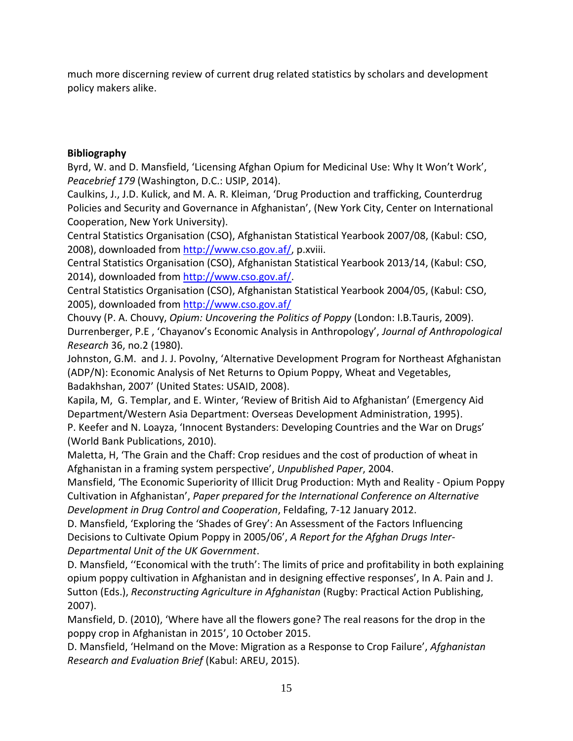much more discerning review of current drug related statistics by scholars and development policy makers alike.

**Bibliography**

Byrd, W. and D. Mansfield, 'Licensing Afghan Opium for Medicinal Use: Why It Won't Work', *Peacebrief 179* (Washington, D.C.: USIP, 2014).

Caulkins, J., J.D. Kulick, and M. A. R. Kleiman, 'Drug Production and trafficking, Counterdrug Policies and Security and Governance in Afghanistan', (New York City, Center on International Cooperation, New York University).

Central Statistics Organisation (CSO), Afghanistan Statistical Yearbook 2007/08, (Kabul: CSO, 2008), downloaded from http://www.cso.gov.af/, p.xviii.

Central Statistics Organisation (CSO), Afghanistan Statistical Yearbook 2013/14, (Kabul: CSO, 2014), downloaded from http://www.cso.gov.af/.

Central Statistics Organisation (CSO), Afghanistan Statistical Yearbook 2004/05, (Kabul: CSO, 2005), downloaded from http://www.cso.gov.af/

Chouvy (P. A. Chouvy, *Opium: Uncovering the Politics of Poppy* (London: I.B.Tauris, 2009).

Durrenberger, P.E , 'Chayanov's Economic Analysis in Anthropology', *Journal of Anthropological Research* 36, no.2 (1980).

Johnston, G.M. and J. J. Povolny, 'Alternative Development Program for Northeast Afghanistan (ADP/N): Economic Analysis of Net Returns to Opium Poppy, Wheat and Vegetables, Badakhshan, 2007' (United States: USAID, 2008).

Kapila, M, G. Templar, and E. Winter, 'Review of British Aid to Afghanistan' (Emergency Aid Department/Western Asia Department: Overseas Development Administration, 1995).

P. Keefer and N. Loayza, 'Innocent Bystanders: Developing Countries and the War on Drugs' (World Bank Publications, 2010).

Maletta, H, 'The Grain and the Chaff: Crop residues and the cost of production of wheat in Afghanistan in a framing system perspective', *Unpublished Paper*, 2004.

Mansfield, 'The Economic Superiority of Illicit Drug Production: Myth and Reality - Opium Poppy Cultivation in Afghanistan', *Paper prepared for the International Conference on Alternative Development in Drug Control and Cooperation*, Feldafing, 7-12 January 2012.

D. Mansfield, 'Exploring the 'Shades of Grey': An Assessment of the Factors Influencing Decisions to Cultivate Opium Poppy in 2005/06', *A Report for the Afghan Drugs Inter-Departmental Unit of the UK Government*.

D. Mansfield, ''Economical with the truth': The limits of price and profitability in both explaining opium poppy cultivation in Afghanistan and in designing effective responses', In A. Pain and J. Sutton (Eds.), *Reconstructing Agriculture in Afghanistan* (Rugby: Practical Action Publishing, 2007).

Mansfield, D. (2010), 'Where have all the flowers gone? The real reasons for the drop in the poppy crop in Afghanistan in 2015', 10 October 2015.

D. Mansfield, 'Helmand on the Move: Migration as a Response to Crop Failure', *Afghanistan Research and Evaluation Brief* (Kabul: AREU, 2015).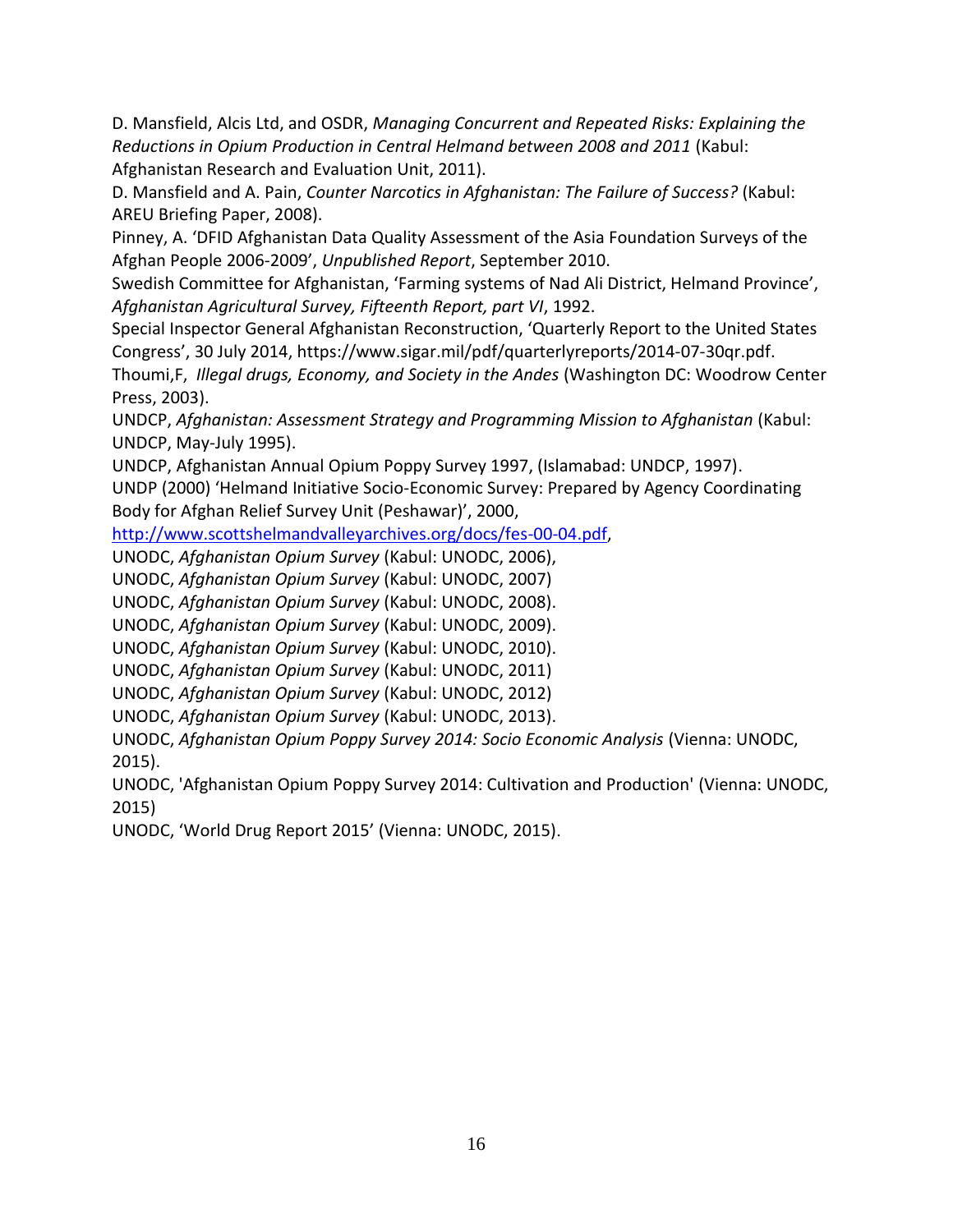D. Mansfield, Alcis Ltd, and OSDR, *Managing Concurrent and Repeated Risks: Explaining the Reductions in Opium Production in Central Helmand between 2008 and 2011* (Kabul: Afghanistan Research and Evaluation Unit, 2011).

D. Mansfield and A. Pain, *Counter Narcotics in Afghanistan: The Failure of Success?* (Kabul: AREU Briefing Paper, 2008).

Pinney, A. 'DFID Afghanistan Data Quality Assessment of the Asia Foundation Surveys of the Afghan People 2006-2009', *Unpublished Report*, September 2010.

Swedish Committee for Afghanistan, 'Farming systems of Nad Ali District, Helmand Province', *Afghanistan Agricultural Survey, Fifteenth Report, part VI*, 1992.

Special Inspector General Afghanistan Reconstruction, 'Quarterly Report to the United States Congress', 30 July 2014, https://www.sigar.mil/pdf/quarterlyreports/2014-07-30qr.pdf.

Thoumi,F, *Illegal drugs, Economy, and Society in the Andes* (Washington DC: Woodrow Center Press, 2003).

UNDCP, *Afghanistan: Assessment Strategy and Programming Mission to Afghanistan* (Kabul: UNDCP, May-July 1995).

UNDCP, Afghanistan Annual Opium Poppy Survey 1997, (Islamabad: UNDCP, 1997).

UNDP (2000) 'Helmand Initiative Socio-Economic Survey: Prepared by Agency Coordinating Body for Afghan Relief Survey Unit (Peshawar)', 2000, [http://www.scottshelmandvalleyarchives.org/docs/fes-00-04.pdf](http://www.scottshelmandvalleyarchives.org/docs/fes-00-04.pdf),

UNODC, *Afghanistan Opium Survey* (Kabul: UNODC, 2006),

UNODC, *Afghanistan Opium Survey* (Kabul: UNODC, 2007)

UNODC, *Afghanistan Opium Survey* (Kabul: UNODC, 2008).

UNODC, *Afghanistan Opium Survey* (Kabul: UNODC, 2009).

UNODC, *Afghanistan Opium Survey* (Kabul: UNODC, 2010).

UNODC, *Afghanistan Opium Survey* (Kabul: UNODC, 2011)

UNODC, *Afghanistan Opium Survey* (Kabul: UNODC, 2012)

UNODC, *Afghanistan Opium Survey* (Kabul: UNODC, 2013).

UNODC, *Afghanistan Opium Poppy Survey 2014: Socio Economic Analysis* (Vienna: UNODC, 2015).

UNODC, 'Afghanistan Opium Poppy Survey 2014: Cultivation and Production' (Vienna: UNODC, 2015)

UNODC, 'World Drug Report 2015' (Vienna: UNODC, 2015).